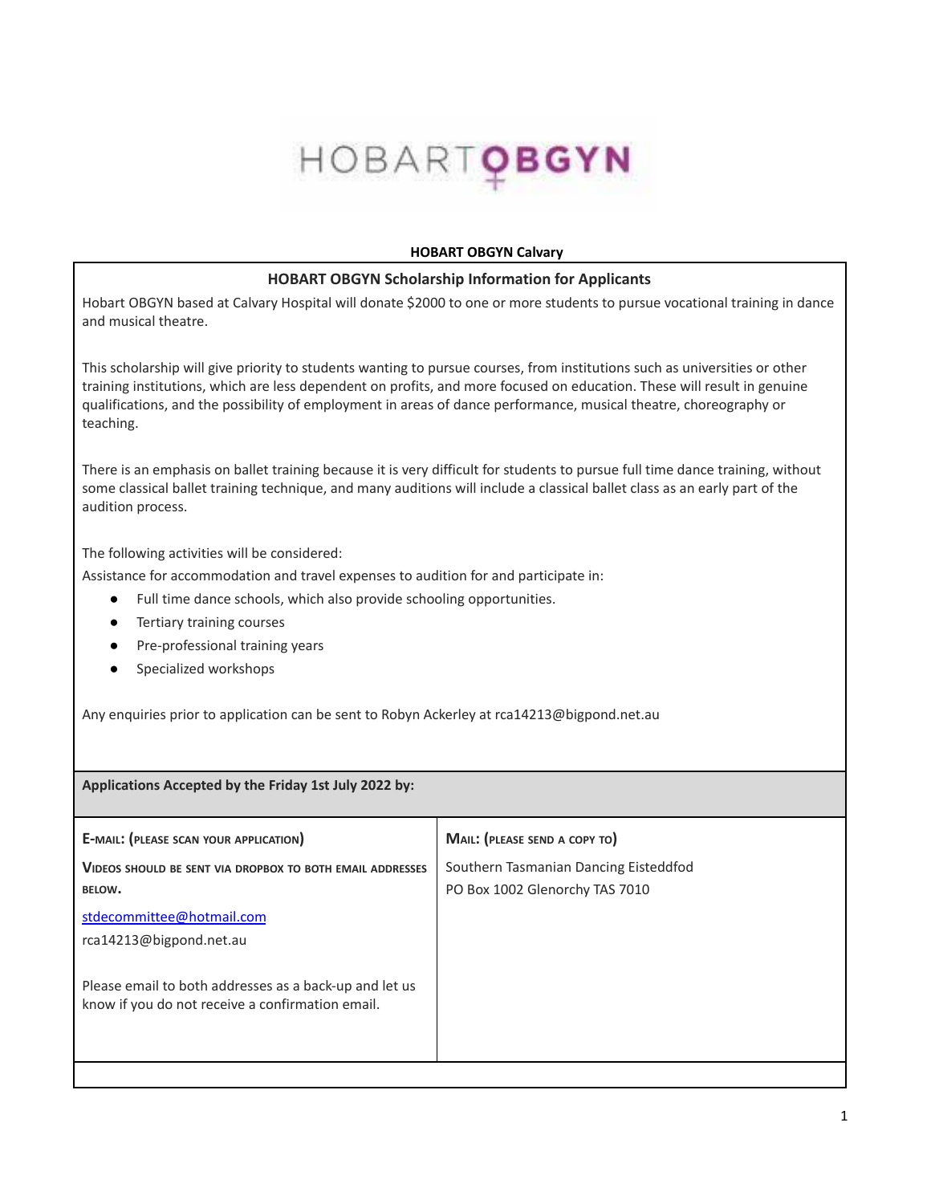# HOBARTOBGYN

**HOBART OBGYN Calvary**

## HOBART OBGYN Scholarship Information for Applicants

Hobart OBGYN based at Calvary Hospital will donate $2000 to one or more students to pursue vocational training in dance and musical theatre.

This scholarship will give priority to students wanting to pursue courses, from institutions such as universities or other training institutions, which are less dependent on profits, and more focused on education. These will result in genuine qualifications, and the possibility of employment in areas of dance performance, musical theatre, choreography or teaching.

There is an emphasis on ballet training because it is very difficult for students to pursue full time dance training, without some classical ballet training technique, and many auditions will include a classical ballet class as an early part of the audition process.

The following activities will be considered:

Assistance for accommodation and travel expenses to audition for and participate in:

- Full time dance schools, which also provide schooling opportunities.
- Tertiary training courses
- Pre-professional training years
- Specialized workshops

Any enquiries prior to application can be sent to Robyn Ackerley at rca14213@bigpond.net.au

**Applications Accepted by the Friday 1st July 2022 by:**

| **E-MAIL: (PLEASE SCAN YOUR APPLICATION)** | **MAIL: (PLEASE SEND A COPY TO)** |
| --- | --- |
| **VIDEOS SHOULD BE SENT VIA DROPBOX TO BOTH EMAIL ADDRESSES BELOW.**<br>stdecommittee@hotmail.com<br>rca14213@bigpond.net.au<br><br>Please email to both addresses as a back-up and let us know if you do not receive a confirmation email. | Southern Tasmanian Dancing Eisteddfod<br>PO Box 1002 Glenorchy TAS 7010 |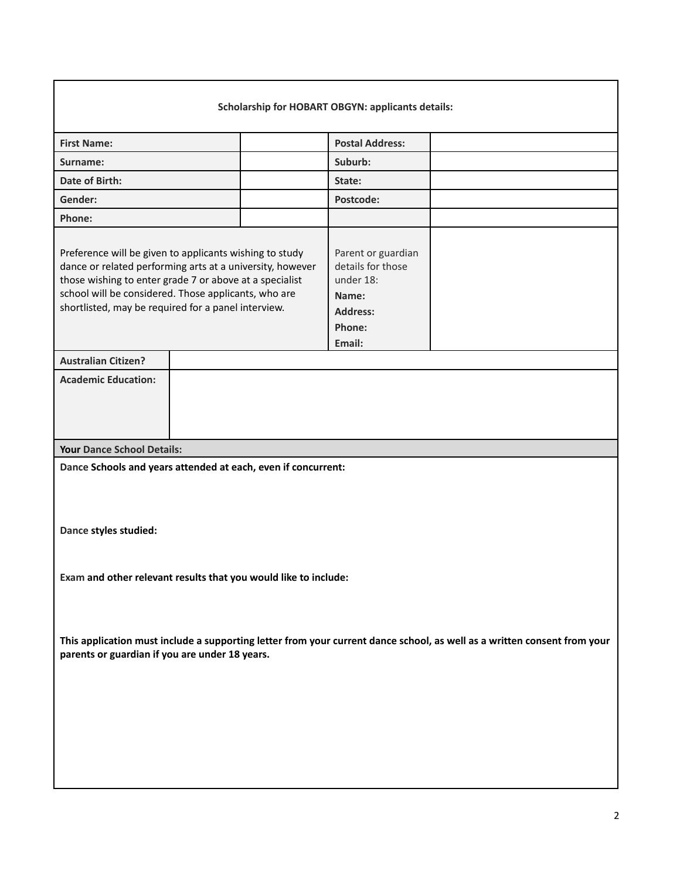**Scholarship for HOBART OBGYN: applicants details:**

| **First Name:** | | **Postal Address:** | |
|---|---|---|---|
| **Surname:** | | **Suburb:** | |
| **Date of Birth:** | | **State:** | |
| **Gender:** | | **Postcode:** | |
| **Phone:** | | | |

Preference will be given to applicants wishing to study dance or related performing arts at a university, however those wishing to enter grade 7 or above at a specialist school will be considered. Those applicants, who are shortlisted, may be required for a panel interview.

Parent or guardian details for those under 18:
**Name:**
**Address:**
**Phone:**
**Email:**

| **Australian Citizen?** | |
|---|---|
| **Academic Education:** | |

**Your Dance School Details:**

**Dance Schools and years attended at each, even if concurrent:**

**Dance styles studied:**

**Exam and other relevant results that you would like to include:**

**This application must include a supporting letter from your current dance school, as well as a written consent from your parents or guardian if you are under 18 years.**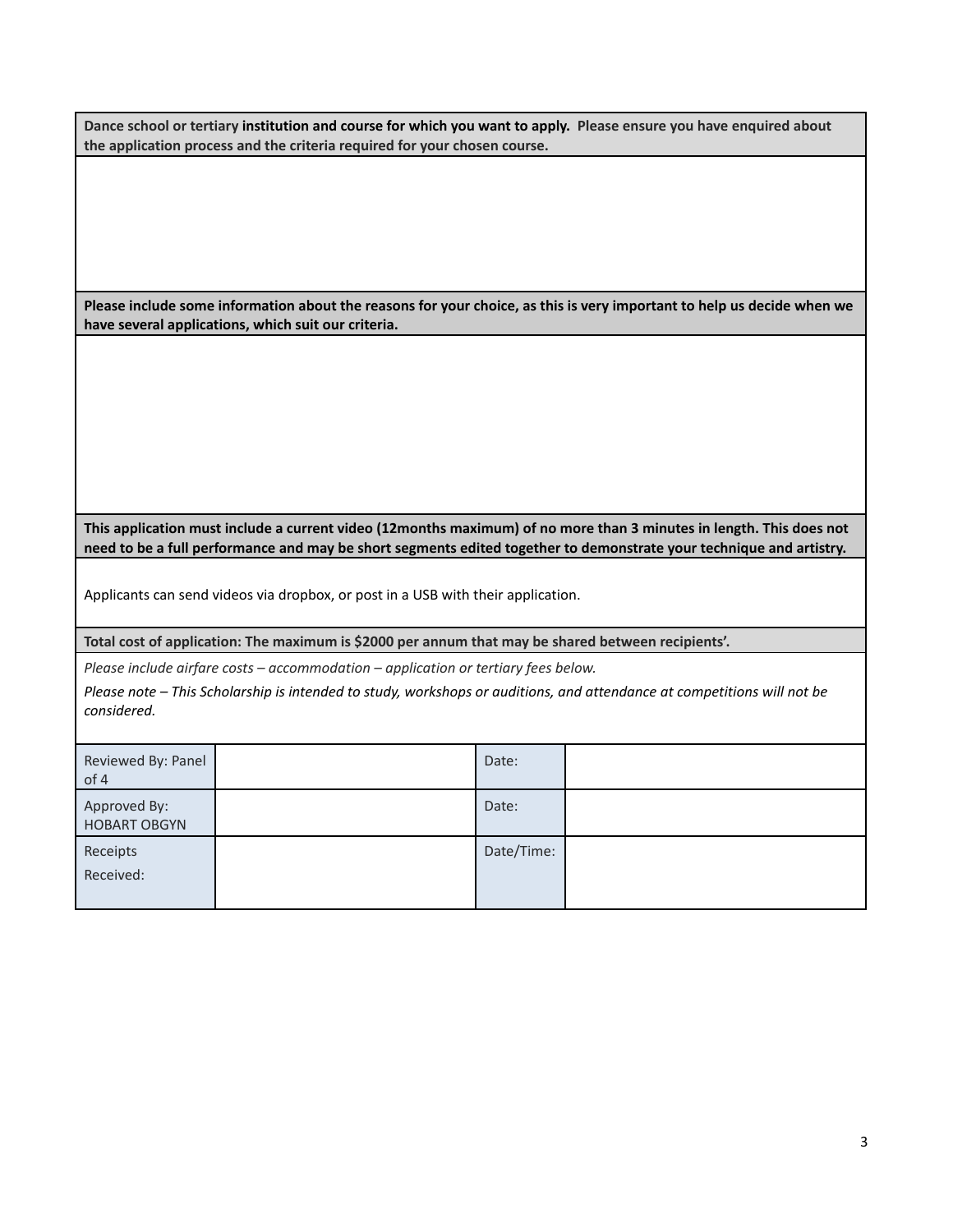**Dance school or tertiary institution and course for which you want to apply. Please ensure you have enquired about the application process and the criteria required for your chosen course.**

**Please include some information about the reasons for your choice, as this is very important to help us decide when we have several applications, which suit our criteria.**

**This application must include a current video (12months maximum) of no more than 3 minutes in length. This does not need to be a full performance and may be short segments edited together to demonstrate your technique and artistry.**

Applicants can send videos via dropbox, or post in a USB with their application.

**Total cost of application: The maximum is $2000 per annum that may be shared between recipients'.**

*Please include airfare costs – accommodation – application or tertiary fees below.*

*Please note – This Scholarship is intended to study, workshops or auditions, and attendance at competitions will not be considered.*

| | | | |
|---|---|---|---|
| Reviewed By: Panel of 4 | | Date: | |
| Approved By: HOBART OBGYN | | Date: | |
| Receipts Received: | | Date/Time: | |